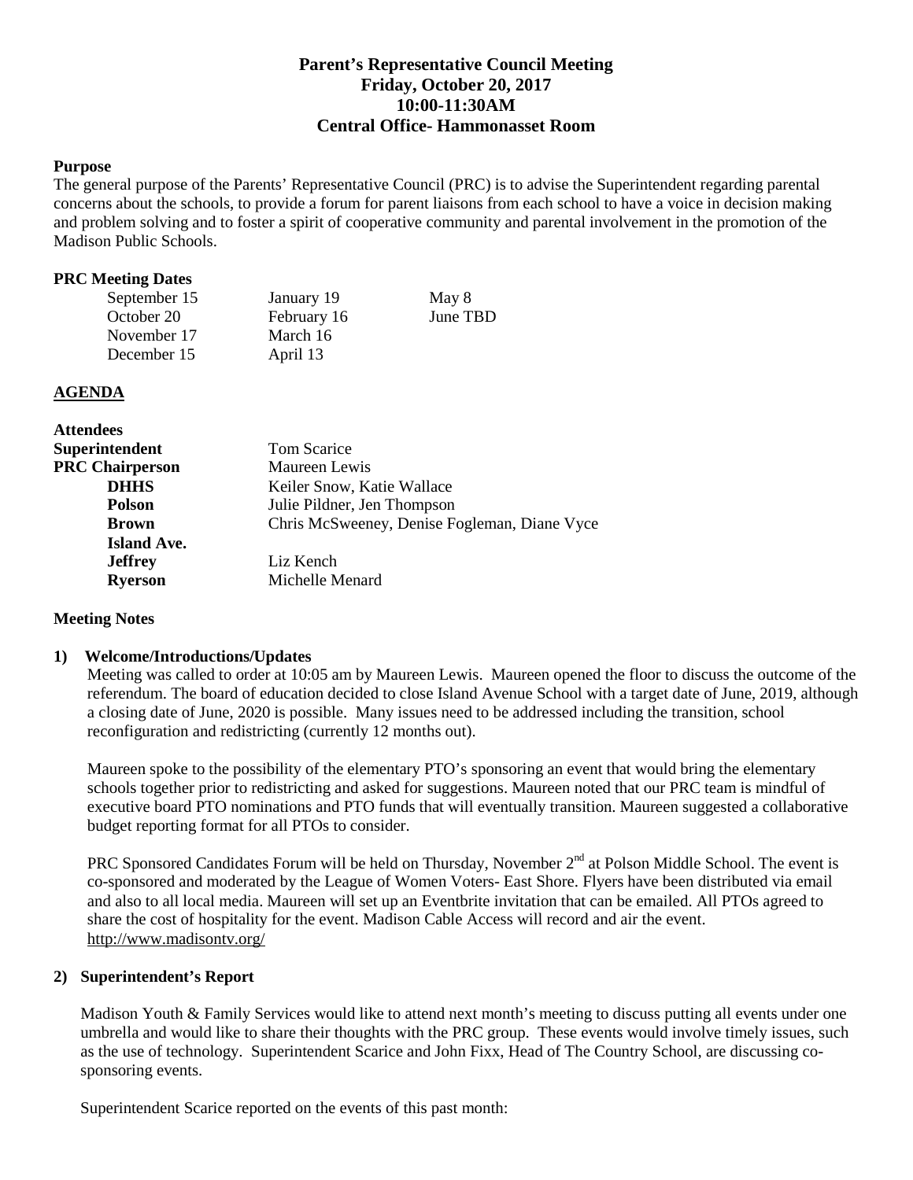# Parent's Representative Council Meeting
## Friday, October 20, 2017
## 10:00-11:30AM
## Central Office- Hammonasset Room

**Purpose**

The general purpose of the Parents' Representative Council (PRC) is to advise the Superintendent regarding parental concerns about the schools, to provide a forum for parent liaisons from each school to have a voice in decision making and problem solving and to foster a spirit of cooperative community and parental involvement in the promotion of the Madison Public Schools.

**PRC Meeting Dates**

| | | |
|---|---|---|
| September 15 | January 19 | May 8 |
| October 20 | February 16 | June TBD |
| November 17 | March 16 | |
| December 15 | April 13 | |

**AGENDA**

**Attendees**

| | |
|---|---|
| **Superintendent** | Tom Scarice |
| **PRC Chairperson** | Maureen Lewis |
| **DHHS** | Keiler Snow, Katie Wallace |
| **Polson** | Julie Pildner, Jen Thompson |
| **Brown** | Chris McSweeney, Denise Fogleman, Diane Vyce |
| **Island Ave.** | |
| **Jeffrey** | Liz Kench |
| **Ryerson** | Michelle Menard |

**Meeting Notes**

**1) Welcome/Introductions/Updates**

Meeting was called to order at 10:05 am by Maureen Lewis. Maureen opened the floor to discuss the outcome of the referendum. The board of education decided to close Island Avenue School with a target date of June, 2019, although a closing date of June, 2020 is possible. Many issues need to be addressed including the transition, school reconfiguration and redistricting (currently 12 months out).

Maureen spoke to the possibility of the elementary PTO's sponsoring an event that would bring the elementary schools together prior to redistricting and asked for suggestions. Maureen noted that our PRC team is mindful of executive board PTO nominations and PTO funds that will eventually transition. Maureen suggested a collaborative budget reporting format for all PTOs to consider.

PRC Sponsored Candidates Forum will be held on Thursday, November 2nd at Polson Middle School. The event is co-sponsored and moderated by the League of Women Voters- East Shore. Flyers have been distributed via email and also to all local media. Maureen will set up an Eventbrite invitation that can be emailed. All PTOs agreed to share the cost of hospitality for the event. Madison Cable Access will record and air the event. http://www.madisontv.org/

**2) Superintendent's Report**

Madison Youth & Family Services would like to attend next month's meeting to discuss putting all events under one umbrella and would like to share their thoughts with the PRC group. These events would involve timely issues, such as the use of technology. Superintendent Scarice and John Fixx, Head of The Country School, are discussing co-sponsoring events.

Superintendent Scarice reported on the events of this past month: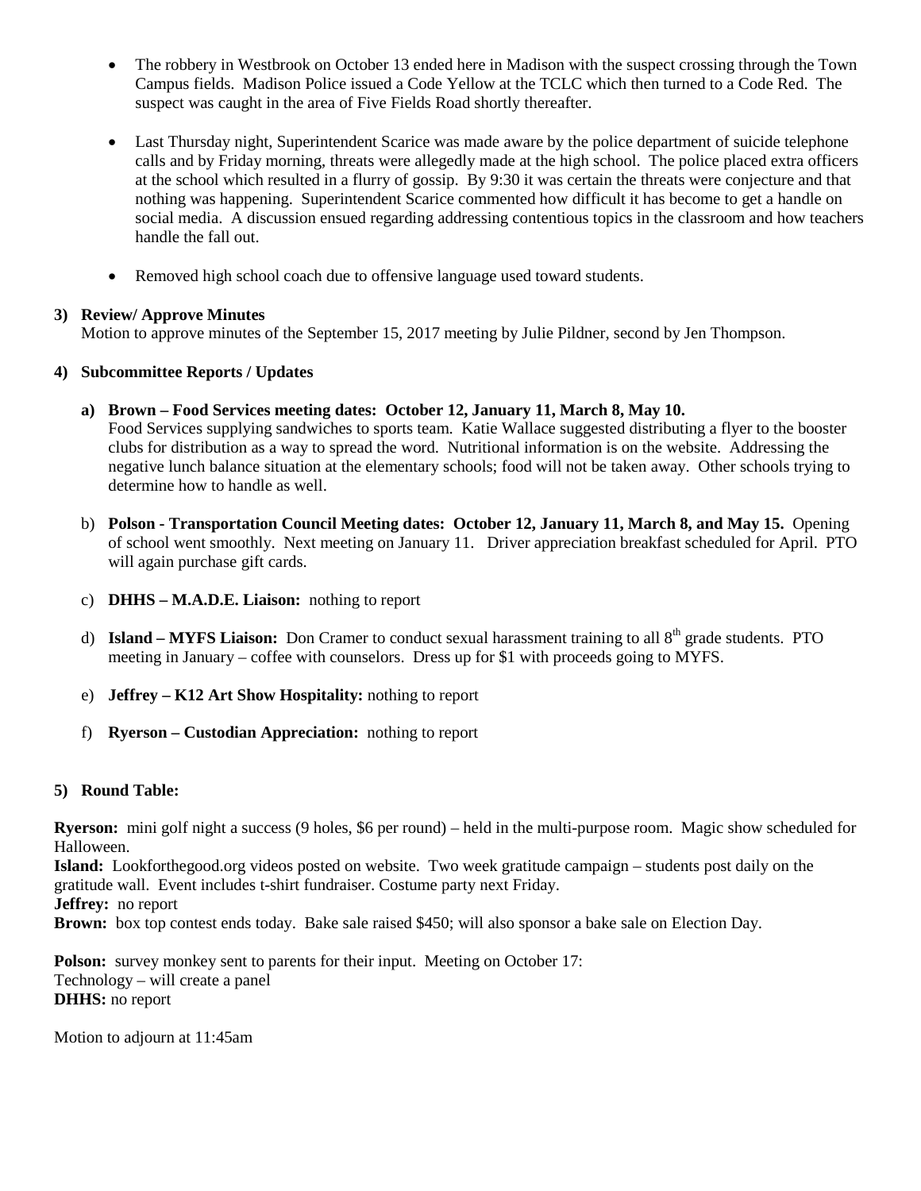- The robbery in Westbrook on October 13 ended here in Madison with the suspect crossing through the Town Campus fields. Madison Police issued a Code Yellow at the TCLC which then turned to a Code Red. The suspect was caught in the area of Five Fields Road shortly thereafter.

- Last Thursday night, Superintendent Scarice was made aware by the police department of suicide telephone calls and by Friday morning, threats were allegedly made at the high school. The police placed extra officers at the school which resulted in a flurry of gossip. By 9:30 it was certain the threats were conjecture and that nothing was happening. Superintendent Scarice commented how difficult it has become to get a handle on social media. A discussion ensued regarding addressing contentious topics in the classroom and how teachers handle the fall out.

- Removed high school coach due to offensive language used toward students.

**3) Review/ Approve Minutes**
Motion to approve minutes of the September 15, 2017 meeting by Julie Pildner, second by Jen Thompson.

**4) Subcommittee Reports / Updates**

a) **Brown – Food Services meeting dates: October 12, January 11, March 8, May 10.**
Food Services supplying sandwiches to sports team. Katie Wallace suggested distributing a flyer to the booster clubs for distribution as a way to spread the word. Nutritional information is on the website. Addressing the negative lunch balance situation at the elementary schools; food will not be taken away. Other schools trying to determine how to handle as well.

b) **Polson - Transportation Council Meeting dates: October 12, January 11, March 8, and May 15.** Opening of school went smoothly. Next meeting on January 11. Driver appreciation breakfast scheduled for April. PTO will again purchase gift cards.

c) **DHHS – M.A.D.E. Liaison:** nothing to report

d) **Island – MYFS Liaison:** Don Cramer to conduct sexual harassment training to all 8th grade students. PTO meeting in January – coffee with counselors. Dress up for $1 with proceeds going to MYFS.

e) **Jeffrey – K12 Art Show Hospitality:** nothing to report

f) **Ryerson – Custodian Appreciation:** nothing to report

**5) Round Table:**

**Ryerson:** mini golf night a success (9 holes, $6 per round) – held in the multi-purpose room. Magic show scheduled for Halloween.
**Island:** Lookforthegood.org videos posted on website. Two week gratitude campaign – students post daily on the gratitude wall. Event includes t-shirt fundraiser. Costume party next Friday.
**Jeffrey:** no report
**Brown:** box top contest ends today. Bake sale raised $450; will also sponsor a bake sale on Election Day.

**Polson:** survey monkey sent to parents for their input. Meeting on October 17:
Technology – will create a panel
**DHHS:** no report

Motion to adjourn at 11:45am